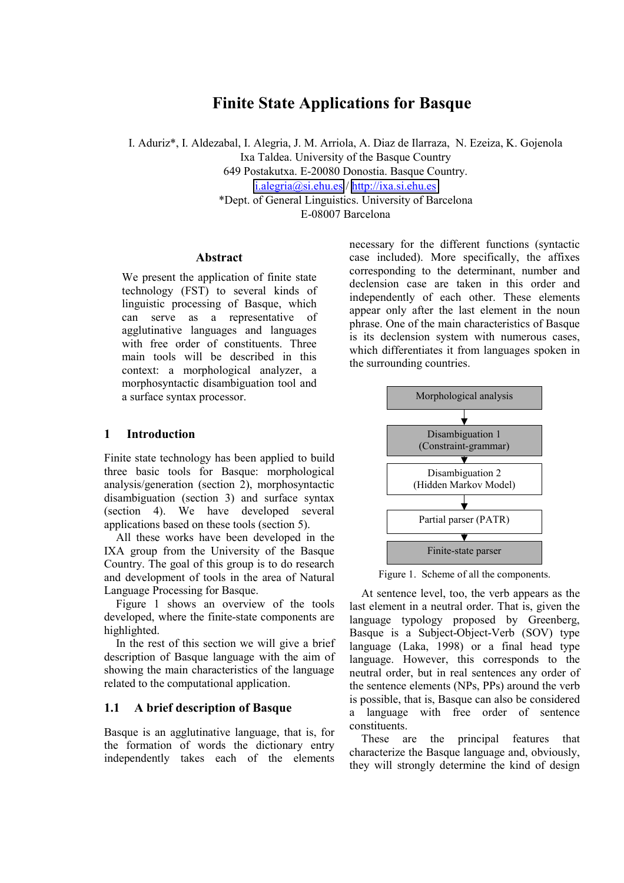# Finite State Applications for Basque

I. Aduriz*, I. Aldezabal, I. Alegria, J. M. Arriola, A. Diaz de Ilarraza, N. Ezeiza, K. Gojenola
Ixa Taldea. University of the Basque Country
649 Postakutxa. E-20080 Donostia. Basque Country.
i.alegria@si.ehu.es / http://ixa.si.ehu.es
*Dept. of General Linguistics. University of Barcelona
E-08007 Barcelona

## Abstract

We present the application of finite state technology (FST) to several kinds of linguistic processing of Basque, which can serve as a representative of agglutinative languages and languages with free order of constituents. Three main tools will be described in this context: a morphological analyzer, a morphosyntactic disambiguation tool and a surface syntax processor.

## 1 Introduction

Finite state technology has been applied to build three basic tools for Basque: morphological analysis/generation (section 2), morphosyntactic disambiguation (section 3) and surface syntax (section 4). We have developed several applications based on these tools (section 5).

All these works have been developed in the IXA group from the University of the Basque Country. The goal of this group is to do research and development of tools in the area of Natural Language Processing for Basque.

Figure 1 shows an overview of the tools developed, where the finite-state components are highlighted.

In the rest of this section we will give a brief description of Basque language with the aim of showing the main characteristics of the language related to the computational application.

### 1.1 A brief description of Basque

Basque is an agglutinative language, that is, for the formation of words the dictionary entry independently takes each of the elements necessary for the different functions (syntactic case included). More specifically, the affixes corresponding to the determinant, number and declension case are taken in this order and independently of each other. These elements appear only after the last element in the noun phrase. One of the main characteristics of Basque is its declension system with numerous cases, which differentiates it from languages spoken in the surrounding countries.

Morphological analysis → Disambiguation 1 (Constraint-grammar) → Disambiguation 2 (Hidden Markov Model) → Partial parser (PATR) → Finite-state parser

Figure 1. Scheme of all the components.

At sentence level, too, the verb appears as the last element in a neutral order. That is, given the language typology proposed by Greenberg, Basque is a Subject-Object-Verb (SOV) type language (Laka, 1998) or a final head type language. However, this corresponds to the neutral order, but in real sentences any order of the sentence elements (NPs, PPs) around the verb is possible, that is, Basque can also be considered a language with free order of sentence constituents.

These are the principal features that characterize the Basque language and, obviously, they will strongly determine the kind of design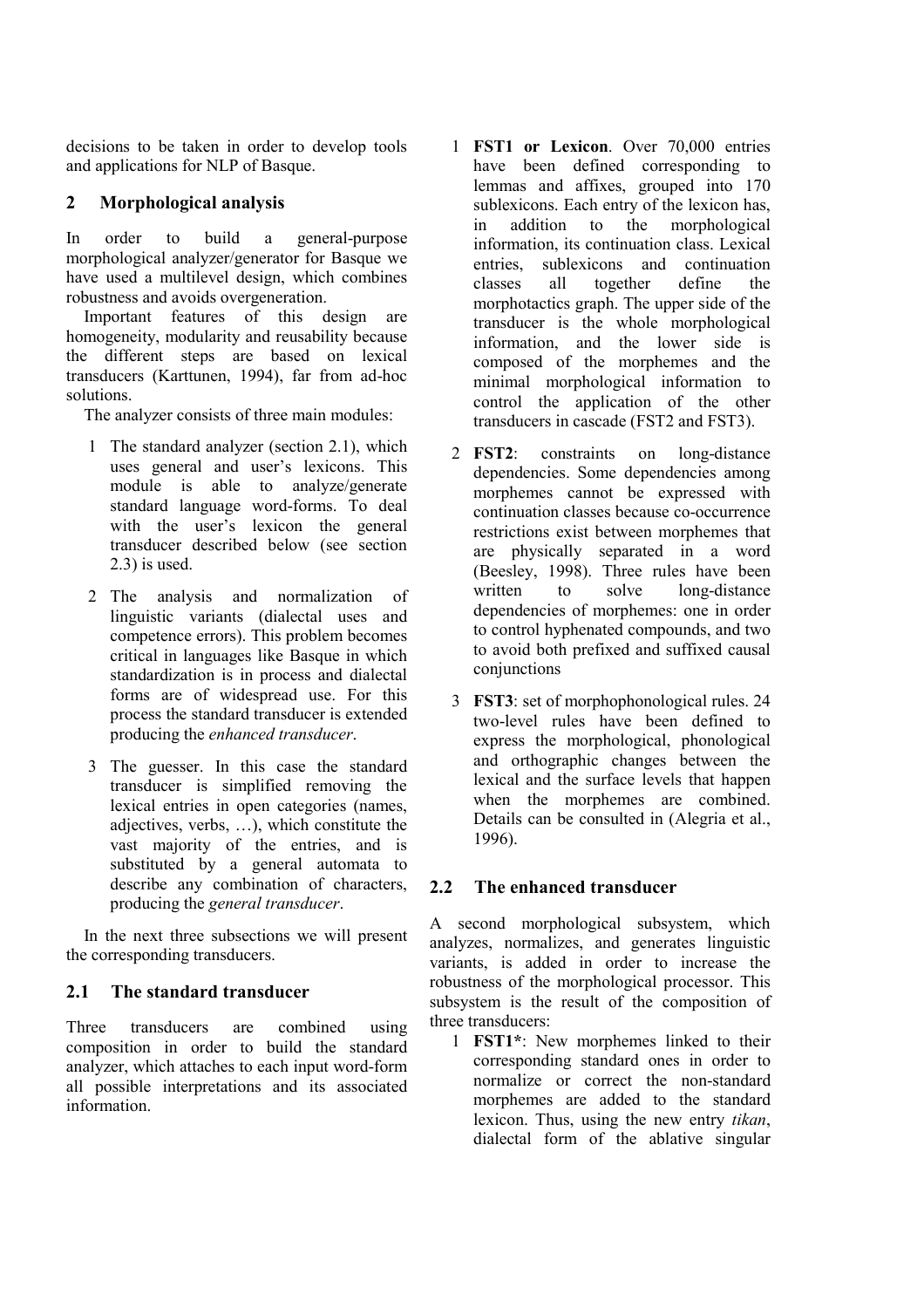decisions to be taken in order to develop tools and applications for NLP of Basque.

## 2 Morphological analysis

In order to build a general-purpose morphological analyzer/generator for Basque we have used a multilevel design, which combines robustness and avoids overgeneration.

Important features of this design are homogeneity, modularity and reusability because the different steps are based on lexical transducers (Karttunen, 1994), far from ad-hoc solutions.

The analyzer consists of three main modules:

1. The standard analyzer (section 2.1), which uses general and user's lexicons. This module is able to analyze/generate standard language word-forms. To deal with the user's lexicon the general transducer described below (see section 2.3) is used.
2. The analysis and normalization of linguistic variants (dialectal uses and competence errors). This problem becomes critical in languages like Basque in which standardization is in process and dialectal forms are of widespread use. For this process the standard transducer is extended producing the *enhanced transducer*.
3. The guesser. In this case the standard transducer is simplified removing the lexical entries in open categories (names, adjectives, verbs, …), which constitute the vast majority of the entries, and is substituted by a general automata to describe any combination of characters, producing the *general transducer*.

In the next three subsections we will present the corresponding transducers.

### 2.1 The standard transducer

Three transducers are combined using composition in order to build the standard analyzer, which attaches to each input word-form all possible interpretations and its associated information.

1. **FST1 or Lexicon**. Over 70,000 entries have been defined corresponding to lemmas and affixes, grouped into 170 sublexicons. Each entry of the lexicon has, in addition to the morphological information, its continuation class. Lexical entries, sublexicons and continuation classes all together define the morphotactics graph. The upper side of the transducer is the whole morphological information, and the lower side is composed of the morphemes and the minimal morphological information to control the application of the other transducers in cascade (FST2 and FST3).
2. **FST2**: constraints on long-distance dependencies. Some dependencies among morphemes cannot be expressed with continuation classes because co-occurrence restrictions exist between morphemes that are physically separated in a word (Beesley, 1998). Three rules have been written to solve long-distance dependencies of morphemes: one in order to control hyphenated compounds, and two to avoid both prefixed and suffixed causal conjunctions
3. **FST3**: set of morphophonological rules. 24 two-level rules have been defined to express the morphological, phonological and orthographic changes between the lexical and the surface levels that happen when the morphemes are combined. Details can be consulted in (Alegria et al., 1996).

### 2.2 The enhanced transducer

A second morphological subsystem, which analyzes, normalizes, and generates linguistic variants, is added in order to increase the robustness of the morphological processor. This subsystem is the result of the composition of three transducers:

1. **FST1***: New morphemes linked to their corresponding standard ones in order to normalize or correct the non-standard morphemes are added to the standard lexicon. Thus, using the new entry *tikan*, dialectal form of the ablative singular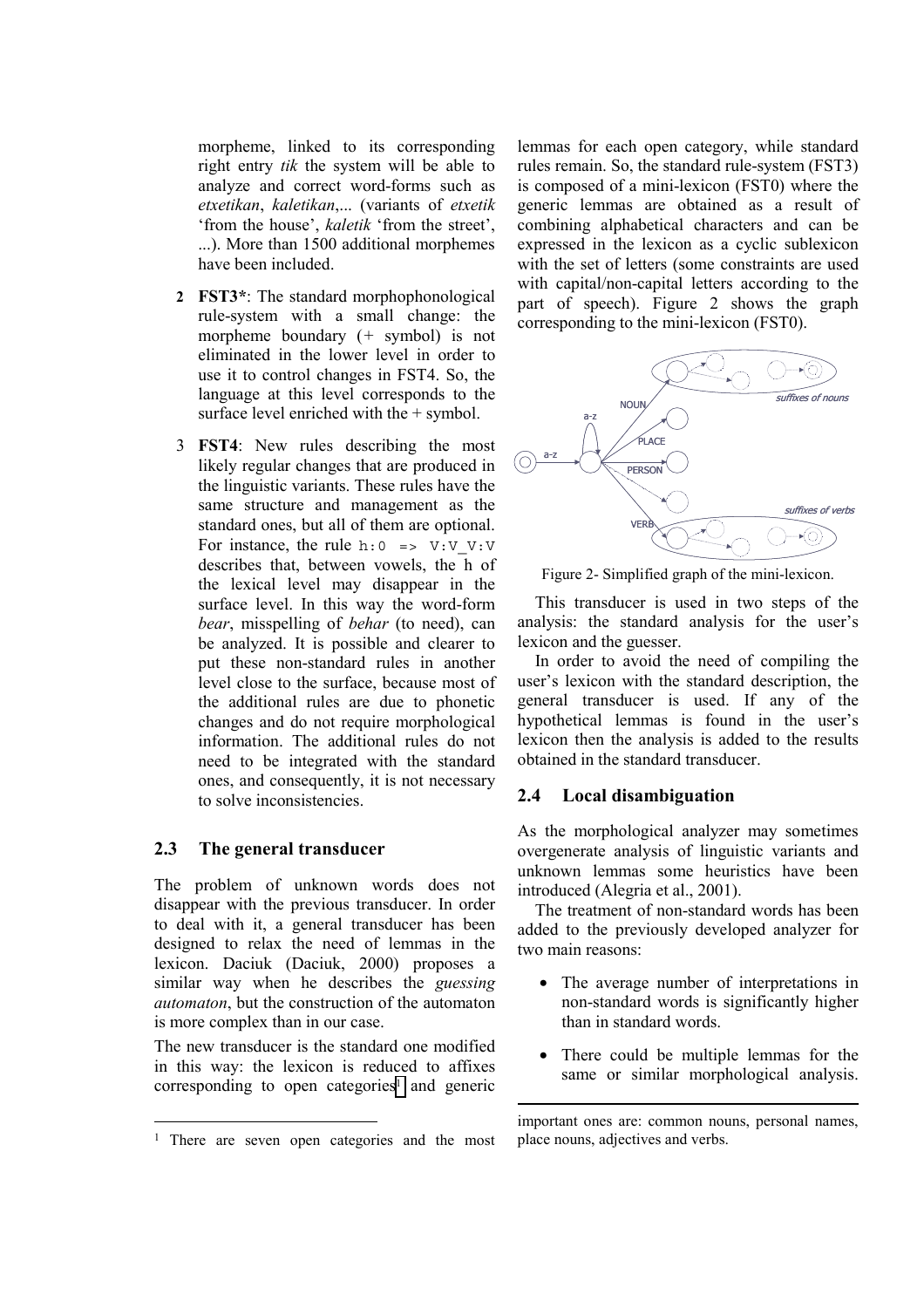morpheme, linked to its corresponding right entry *tik* the system will be able to analyze and correct word-forms such as *etxetikan*, *kaletikan*,... (variants of *etxetik* 'from the house', *kaletik* 'from the street', ...). More than 1500 additional morphemes have been included.

2. **FST3***: The standard morphophonological rule-system with a small change: the morpheme boundary (+ symbol) is not eliminated in the lower level in order to use it to control changes in FST4. So, the language at this level corresponds to the surface level enriched with the + symbol.

3. **FST4**: New rules describing the most likely regular changes that are produced in the linguistic variants. These rules have the same structure and management as the standard ones, but all of them are optional. For instance, the rule `h:0 => V:V_V:V` describes that, between vowels, the h of the lexical level may disappear in the surface level. In this way the word-form *bear*, misspelling of *behar* (to need), can be analyzed. It is possible and clearer to put these non-standard rules in another level close to the surface, because most of the additional rules are due to phonetic changes and do not require morphological information. The additional rules do not need to be integrated with the standard ones, and consequently, it is not necessary to solve inconsistencies.

## 2.3 The general transducer

The problem of unknown words does not disappear with the previous transducer. In order to deal with it, a general transducer has been designed to relax the need of lemmas in the lexicon. Daciuk (Daciuk, 2000) proposes a similar way when he describes the *guessing automaton*, but the construction of the automaton is more complex than in our case.

The new transducer is the standard one modified in this way: the lexicon is reduced to affixes corresponding to open categories[1] and generic lemmas for each open category, while standard rules remain. So, the standard rule-system (FST3) is composed of a mini-lexicon (FST0) where the generic lemmas are obtained as a result of combining alphabetical characters and can be expressed in the lexicon as a cyclic sublexicon with the set of letters (some constraints are used with capital/non-capital letters according to the part of speech). Figure 2 shows the graph corresponding to the mini-lexicon (FST0).

Figure 2- Simplified graph of the mini-lexicon.

This transducer is used in two steps of the analysis: the standard analysis for the user's lexicon and the guesser.

In order to avoid the need of compiling the user's lexicon with the standard description, the general transducer is used. If any of the hypothetical lemmas is found in the user's lexicon then the analysis is added to the results obtained in the standard transducer.

## 2.4 Local disambiguation

As the morphological analyzer may sometimes overgenerate analysis of linguistic variants and unknown lemmas some heuristics have been introduced (Alegria et al., 2001).

The treatment of non-standard words has been added to the previously developed analyzer for two main reasons:

- The average number of interpretations in non-standard words is significantly higher than in standard words.
- There could be multiple lemmas for the same or similar morphological analysis.

[1] There are seven open categories and the most important ones are: common nouns, personal names, place nouns, adjectives and verbs.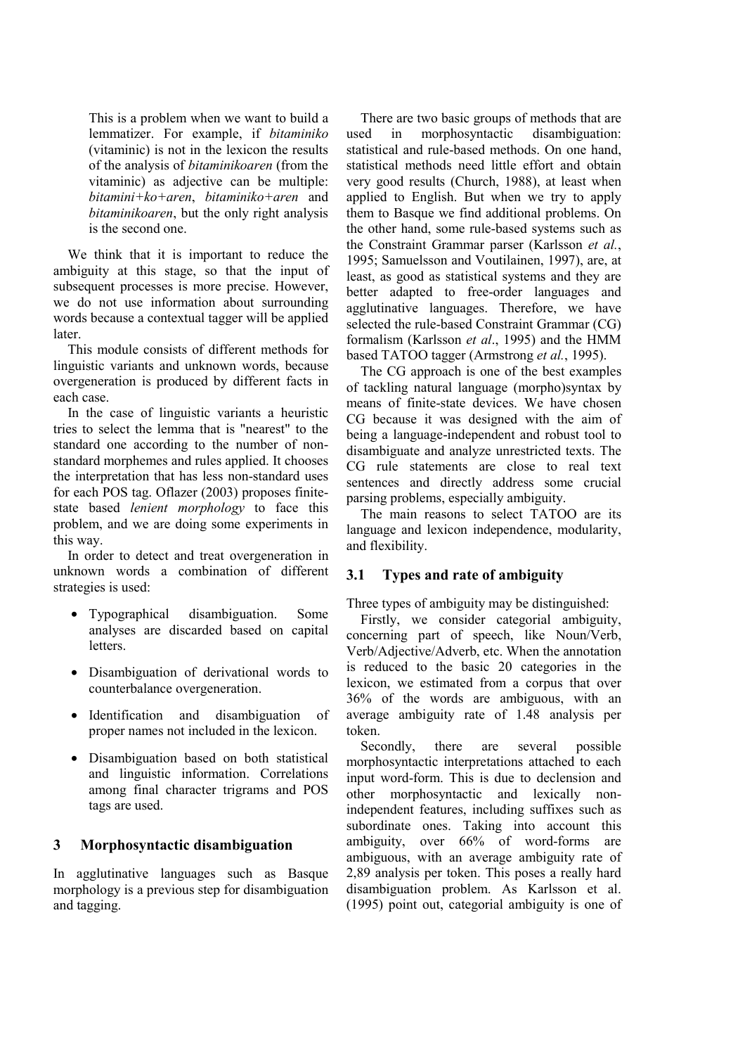This is a problem when we want to build a lemmatizer. For example, if *bitaminiko* (vitaminic) is not in the lexicon the results of the analysis of *bitaminikoaren* (from the vitaminic) as adjective can be multiple: *bitamini+ko+aren*, *bitaminiko+aren* and *bitaminikoaren*, but the only right analysis is the second one.

We think that it is important to reduce the ambiguity at this stage, so that the input of subsequent processes is more precise. However, we do not use information about surrounding words because a contextual tagger will be applied later.

This module consists of different methods for linguistic variants and unknown words, because overgeneration is produced by different facts in each case.

In the case of linguistic variants a heuristic tries to select the lemma that is "nearest" to the standard one according to the number of non-standard morphemes and rules applied. It chooses the interpretation that has less non-standard uses for each POS tag. Oflazer (2003) proposes finite-state based *lenient morphology* to face this problem, and we are doing some experiments in this way.

In order to detect and treat overgeneration in unknown words a combination of different strategies is used:

- Typographical disambiguation. Some analyses are discarded based on capital letters.
- Disambiguation of derivational words to counterbalance overgeneration.
- Identification and disambiguation of proper names not included in the lexicon.
- Disambiguation based on both statistical and linguistic information. Correlations among final character trigrams and POS tags are used.

## 3 Morphosyntactic disambiguation

In agglutinative languages such as Basque morphology is a previous step for disambiguation and tagging.

There are two basic groups of methods that are used in morphosyntactic disambiguation: statistical and rule-based methods. On one hand, statistical methods need little effort and obtain very good results (Church, 1988), at least when applied to English. But when we try to apply them to Basque we find additional problems. On the other hand, some rule-based systems such as the Constraint Grammar parser (Karlsson *et al.*, 1995; Samuelsson and Voutilainen, 1997), are, at least, as good as statistical systems and they are better adapted to free-order languages and agglutinative languages. Therefore, we have selected the rule-based Constraint Grammar (CG) formalism (Karlsson *et al*., 1995) and the HMM based TATOO tagger (Armstrong *et al.*, 1995).

The CG approach is one of the best examples of tackling natural language (morpho)syntax by means of finite-state devices. We have chosen CG because it was designed with the aim of being a language-independent and robust tool to disambiguate and analyze unrestricted texts. The CG rule statements are close to real text sentences and directly address some crucial parsing problems, especially ambiguity.

The main reasons to select TATOO are its language and lexicon independence, modularity, and flexibility.

### 3.1 Types and rate of ambiguity

Three types of ambiguity may be distinguished:

Firstly, we consider categorial ambiguity, concerning part of speech, like Noun/Verb, Verb/Adjective/Adverb, etc. When the annotation is reduced to the basic 20 categories in the lexicon, we estimated from a corpus that over 36% of the words are ambiguous, with an average ambiguity rate of 1.48 analysis per token.

Secondly, there are several possible morphosyntactic interpretations attached to each input word-form. This is due to declension and other morphosyntactic and lexically non-independent features, including suffixes such as subordinate ones. Taking into account this ambiguity, over 66% of word-forms are ambiguous, with an average ambiguity rate of 2,89 analysis per token. This poses a really hard disambiguation problem. As Karlsson et al. (1995) point out, categorial ambiguity is one of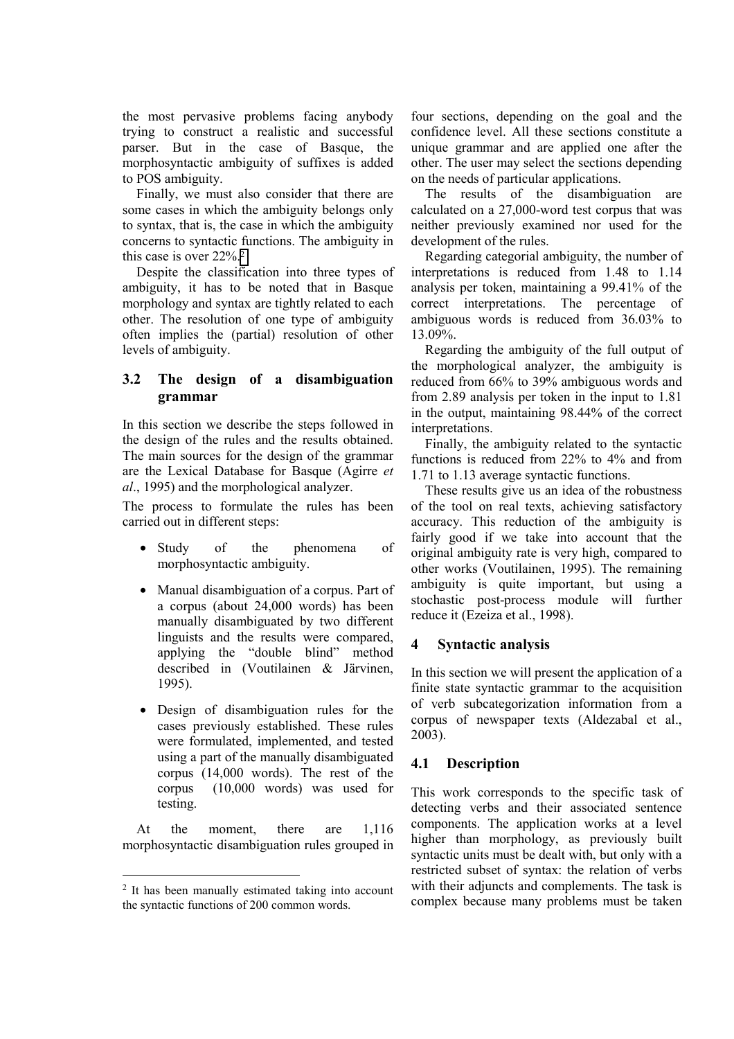the most pervasive problems facing anybody trying to construct a realistic and successful parser. But in the case of Basque, the morphosyntactic ambiguity of suffixes is added to POS ambiguity.

Finally, we must also consider that there are some cases in which the ambiguity belongs only to syntax, that is, the case in which the ambiguity concerns to syntactic functions. The ambiguity in this case is over 22%.[2]

Despite the classification into three types of ambiguity, it has to be noted that in Basque morphology and syntax are tightly related to each other. The resolution of one type of ambiguity often implies the (partial) resolution of other levels of ambiguity.

### 3.2 The design of a disambiguation grammar

In this section we describe the steps followed in the design of the rules and the results obtained. The main sources for the design of the grammar are the Lexical Database for Basque (Agirre *et al*., 1995) and the morphological analyzer.

The process to formulate the rules has been carried out in different steps:

- Study of the phenomena of morphosyntactic ambiguity.
- Manual disambiguation of a corpus. Part of a corpus (about 24,000 words) has been manually disambiguated by two different linguists and the results were compared, applying the "double blind" method described in (Voutilainen & Järvinen, 1995).
- Design of disambiguation rules for the cases previously established. These rules were formulated, implemented, and tested using a part of the manually disambiguated corpus (14,000 words). The rest of the corpus (10,000 words) was used for testing.

At the moment, there are 1,116 morphosyntactic disambiguation rules grouped in four sections, depending on the goal and the confidence level. All these sections constitute a unique grammar and are applied one after the other. The user may select the sections depending on the needs of particular applications.

The results of the disambiguation are calculated on a 27,000-word test corpus that was neither previously examined nor used for the development of the rules.

Regarding categorial ambiguity, the number of interpretations is reduced from 1.48 to 1.14 analysis per token, maintaining a 99.41% of the correct interpretations. The percentage of ambiguous words is reduced from 36.03% to 13.09%.

Regarding the ambiguity of the full output of the morphological analyzer, the ambiguity is reduced from 66% to 39% ambiguous words and from 2.89 analysis per token in the input to 1.81 in the output, maintaining 98.44% of the correct interpretations.

Finally, the ambiguity related to the syntactic functions is reduced from 22% to 4% and from 1.71 to 1.13 average syntactic functions.

These results give us an idea of the robustness of the tool on real texts, achieving satisfactory accuracy. This reduction of the ambiguity is fairly good if we take into account that the original ambiguity rate is very high, compared to other works (Voutilainen, 1995). The remaining ambiguity is quite important, but using a stochastic post-process module will further reduce it (Ezeiza et al., 1998).

## 4 Syntactic analysis

In this section we will present the application of a finite state syntactic grammar to the acquisition of verb subcategorization information from a corpus of newspaper texts (Aldezabal et al., 2003).

### 4.1 Description

This work corresponds to the specific task of detecting verbs and their associated sentence components. The application works at a level higher than morphology, as previously built syntactic units must be dealt with, but only with a restricted subset of syntax: the relation of verbs with their adjuncts and complements. The task is complex because many problems must be taken

[2] It has been manually estimated taking into account the syntactic functions of 200 common words.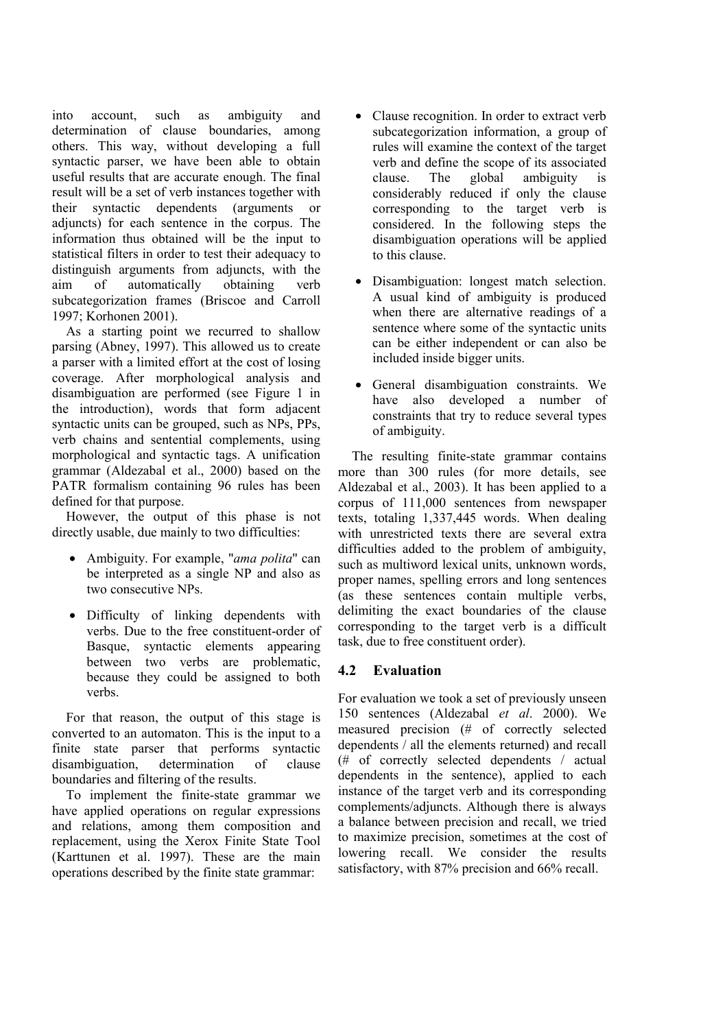into account, such as ambiguity and determination of clause boundaries, among others. This way, without developing a full syntactic parser, we have been able to obtain useful results that are accurate enough. The final result will be a set of verb instances together with their syntactic dependents (arguments or adjuncts) for each sentence in the corpus. The information thus obtained will be the input to statistical filters in order to test their adequacy to distinguish arguments from adjuncts, with the aim of automatically obtaining verb subcategorization frames (Briscoe and Carroll 1997; Korhonen 2001).

As a starting point we recurred to shallow parsing (Abney, 1997). This allowed us to create a parser with a limited effort at the cost of losing coverage. After morphological analysis and disambiguation are performed (see Figure 1 in the introduction), words that form adjacent syntactic units can be grouped, such as NPs, PPs, verb chains and sentential complements, using morphological and syntactic tags. A unification grammar (Aldezabal et al., 2000) based on the PATR formalism containing 96 rules has been defined for that purpose.

However, the output of this phase is not directly usable, due mainly to two difficulties:

- Ambiguity. For example, "*ama polita*" can be interpreted as a single NP and also as two consecutive NPs.
- Difficulty of linking dependents with verbs. Due to the free constituent-order of Basque, syntactic elements appearing between two verbs are problematic, because they could be assigned to both verbs.

For that reason, the output of this stage is converted to an automaton. This is the input to a finite state parser that performs syntactic disambiguation, determination of clause boundaries and filtering of the results.

To implement the finite-state grammar we have applied operations on regular expressions and relations, among them composition and replacement, using the Xerox Finite State Tool (Karttunen et al. 1997). These are the main operations described by the finite state grammar:

- Clause recognition. In order to extract verb subcategorization information, a group of rules will examine the context of the target verb and define the scope of its associated clause. The global ambiguity is considerably reduced if only the clause corresponding to the target verb is considered. In the following steps the disambiguation operations will be applied to this clause.
- Disambiguation: longest match selection. A usual kind of ambiguity is produced when there are alternative readings of a sentence where some of the syntactic units can be either independent or can also be included inside bigger units.
- General disambiguation constraints. We have also developed a number of constraints that try to reduce several types of ambiguity.

The resulting finite-state grammar contains more than 300 rules (for more details, see Aldezabal et al., 2003). It has been applied to a corpus of 111,000 sentences from newspaper texts, totaling 1,337,445 words. When dealing with unrestricted texts there are several extra difficulties added to the problem of ambiguity, such as multiword lexical units, unknown words, proper names, spelling errors and long sentences (as these sentences contain multiple verbs, delimiting the exact boundaries of the clause corresponding to the target verb is a difficult task, due to free constituent order).

### 4.2 Evaluation

For evaluation we took a set of previously unseen 150 sentences (Aldezabal *et al*. 2000). We measured precision (# of correctly selected dependents / all the elements returned) and recall (# of correctly selected dependents / actual dependents in the sentence), applied to each instance of the target verb and its corresponding complements/adjuncts. Although there is always a balance between precision and recall, we tried to maximize precision, sometimes at the cost of lowering recall. We consider the results satisfactory, with 87% precision and 66% recall.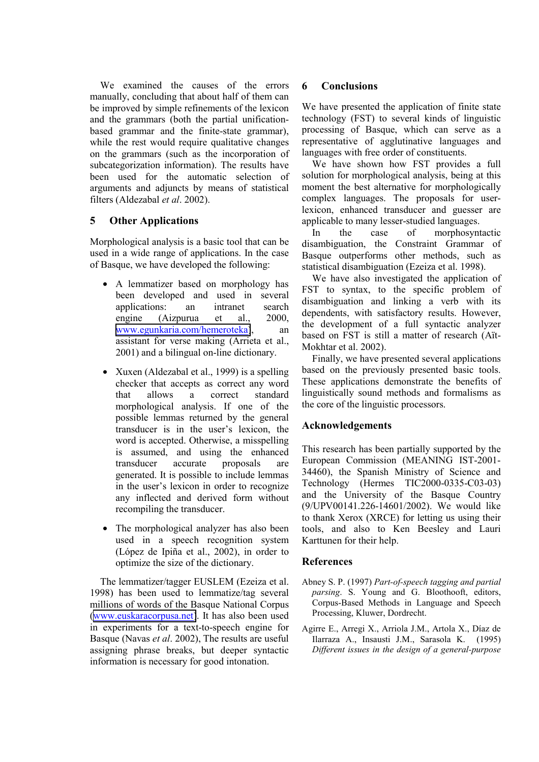We examined the causes of the errors manually, concluding that about half of them can be improved by simple refinements of the lexicon and the grammars (both the partial unification-based grammar and the finite-state grammar), while the rest would require qualitative changes on the grammars (such as the incorporation of subcategorization information). The results have been used for the automatic selection of arguments and adjuncts by means of statistical filters (Aldezabal *et al*. 2002).

## 5 Other Applications

Morphological analysis is a basic tool that can be used in a wide range of applications. In the case of Basque, we have developed the following:

- A lemmatizer based on morphology has been developed and used in several applications: an intranet search engine (Aizpurua et al., 2000, www.egunkaria.com/hemeroteka), an assistant for verse making (Arrieta et al., 2001) and a bilingual on-line dictionary.
- Xuxen (Aldezabal et al., 1999) is a spelling checker that accepts as correct any word that allows a correct standard morphological analysis. If one of the possible lemmas returned by the general transducer is in the user's lexicon, the word is accepted. Otherwise, a misspelling is assumed, and using the enhanced transducer accurate proposals are generated. It is possible to include lemmas in the user's lexicon in order to recognize any inflected and derived form without recompiling the transducer.
- The morphological analyzer has also been used in a speech recognition system (López de Ipiña et al., 2002), in order to optimize the size of the dictionary.

The lemmatizer/tagger EUSLEM (Ezeiza et al. 1998) has been used to lemmatize/tag several millions of words of the Basque National Corpus (www.euskaracorpusa.net). It has also been used in experiments for a text-to-speech engine for Basque (Navas *et al*. 2002), The results are useful assigning phrase breaks, but deeper syntactic information is necessary for good intonation.

## 6 Conclusions

We have presented the application of finite state technology (FST) to several kinds of linguistic processing of Basque, which can serve as a representative of agglutinative languages and languages with free order of constituents.

We have shown how FST provides a full solution for morphological analysis, being at this moment the best alternative for morphologically complex languages. The proposals for user-lexicon, enhanced transducer and guesser are applicable to many lesser-studied languages.

In the case of morphosyntactic disambiguation, the Constraint Grammar of Basque outperforms other methods, such as statistical disambiguation (Ezeiza et al. 1998).

We have also investigated the application of FST to syntax, to the specific problem of disambiguation and linking a verb with its dependents, with satisfactory results. However, the development of a full syntactic analyzer based on FST is still a matter of research (Aït-Mokhtar et al. 2002).

Finally, we have presented several applications based on the previously presented basic tools. These applications demonstrate the benefits of linguistically sound methods and formalisms as the core of the linguistic processors.

## Acknowledgements

This research has been partially supported by the European Commission (MEANING IST-2001-34460), the Spanish Ministry of Science and Technology (Hermes TIC2000-0335-C03-03) and the University of the Basque Country (9/UPV00141.226-14601/2002). We would like to thank Xerox (XRCE) for letting us using their tools, and also to Ken Beesley and Lauri Karttunen for their help.

## References

Abney S. P. (1997) *Part-of-speech tagging and partial parsing*. S. Young and G. Bloothooft, editors, Corpus-Based Methods in Language and Speech Processing, Kluwer, Dordrecht.

Agirre E., Arregi X., Arriola J.M., Artola X., Díaz de Ilarraza A., Insausti J.M., Sarasola K. (1995) *Different issues in the design of a general-purpose*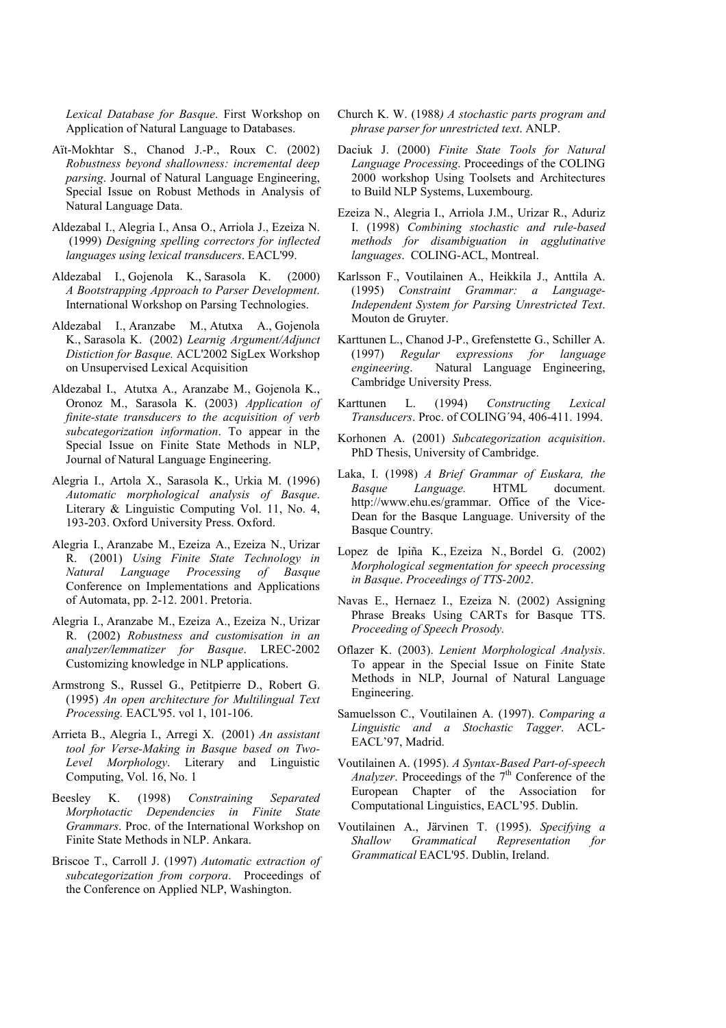*Lexical Database for Basque*. First Workshop on Application of Natural Language to Databases.

Aït-Mokhtar S., Chanod J.-P., Roux C. (2002) *Robustness beyond shallowness: incremental deep parsing*. Journal of Natural Language Engineering, Special Issue on Robust Methods in Analysis of Natural Language Data.

Aldezabal I., Alegria I., Ansa O., Arriola J., Ezeiza N. (1999) *Designing spelling correctors for inflected languages using lexical transducers*. EACL'99.

Aldezabal I., Gojenola K., Sarasola K. (2000) *A Bootstrapping Approach to Parser Development*. International Workshop on Parsing Technologies.

Aldezabal I., Aranzabe M., Atutxa A., Gojenola K., Sarasola K. (2002) *Learnig Argument/Adjunct Distiction for Basque.* ACL'2002 SigLex Workshop on Unsupervised Lexical Acquisition

Aldezabal I., Atutxa A., Aranzabe M., Gojenola K., Oronoz M., Sarasola K. (2003) *Application of finite-state transducers to the acquisition of verb subcategorization information*. To appear in the Special Issue on Finite State Methods in NLP, Journal of Natural Language Engineering.

Alegria I., Artola X., Sarasola K., Urkia M. (1996) *Automatic morphological analysis of Basque*. Literary & Linguistic Computing Vol. 11, No. 4, 193-203. Oxford University Press. Oxford.

Alegria I., Aranzabe M., Ezeiza A., Ezeiza N., Urizar R. (2001) *Using Finite State Technology in Natural Language Processing of Basque* Conference on Implementations and Applications of Automata, pp. 2-12. 2001. Pretoria.

Alegria I., Aranzabe M., Ezeiza A., Ezeiza N., Urizar R. (2002) *Robustness and customisation in an analyzer/lemmatizer for Basque*. LREC-2002 Customizing knowledge in NLP applications.

Armstrong S., Russel G., Petitpierre D., Robert G. (1995) *An open architecture for Multilingual Text Processing.* EACL'95. vol 1, 101-106.

Arrieta B., Alegria I., Arregi X. (2001) *An assistant tool for Verse-Making in Basque based on Two-Level Morphology*. Literary and Linguistic Computing, Vol. 16, No. 1

Beesley K. (1998) *Constraining Separated Morphotactic Dependencies in Finite State Grammars*. Proc. of the International Workshop on Finite State Methods in NLP. Ankara.

Briscoe T., Carroll J. (1997) *Automatic extraction of subcategorization from corpora*. Proceedings of the Conference on Applied NLP, Washington.

Church K. W. (1988*) A stochastic parts program and phrase parser for unrestricted text*. ANLP.

Daciuk J. (2000) *Finite State Tools for Natural Language Processing*. Proceedings of the COLING 2000 workshop Using Toolsets and Architectures to Build NLP Systems, Luxembourg.

Ezeiza N., Alegria I., Arriola J.M., Urizar R., Aduriz I. (1998) *Combining stochastic and rule-based methods for disambiguation in agglutinative languages*. COLING-ACL, Montreal.

Karlsson F., Voutilainen A., Heikkila J., Anttila A. (1995) *Constraint Grammar: a Language-Independent System for Parsing Unrestricted Text*. Mouton de Gruyter.

Karttunen L., Chanod J-P., Grefenstette G., Schiller A. (1997) *Regular expressions for language engineering*. Natural Language Engineering, Cambridge University Press.

Karttunen L. (1994) *Constructing Lexical Transducers*. Proc. of COLING´94, 406-411. 1994.

Korhonen A. (2001) *Subcategorization acquisition*. PhD Thesis, University of Cambridge.

Laka, I. (1998) *A Brief Grammar of Euskara, the Basque Language.* HTML document. http://www.ehu.es/grammar. Office of the Vice-Dean for the Basque Language. University of the Basque Country.

Lopez de Ipiña K., Ezeiza N., Bordel G. (2002) *Morphological segmentation for speech processing in Basque*. *Proceedings of TTS-2002*.

Navas E., Hernaez I., Ezeiza N. (2002) Assigning Phrase Breaks Using CARTs for Basque TTS. *Proceeding of Speech Prosody.*

Oflazer K. (2003). *Lenient Morphological Analysis*. To appear in the Special Issue on Finite State Methods in NLP, Journal of Natural Language Engineering.

Samuelsson C., Voutilainen A. (1997). *Comparing a Linguistic and a Stochastic Tagger*. ACL-EACL'97, Madrid.

Voutilainen A. (1995). *A Syntax-Based Part-of-speech Analyzer*. Proceedings of the 7th Conference of the European Chapter of the Association for Computational Linguistics, EACL'95. Dublin.

Voutilainen A., Järvinen T. (1995). *Specifying a Shallow Grammatical Representation for Grammatical* EACL'95. Dublin, Ireland.